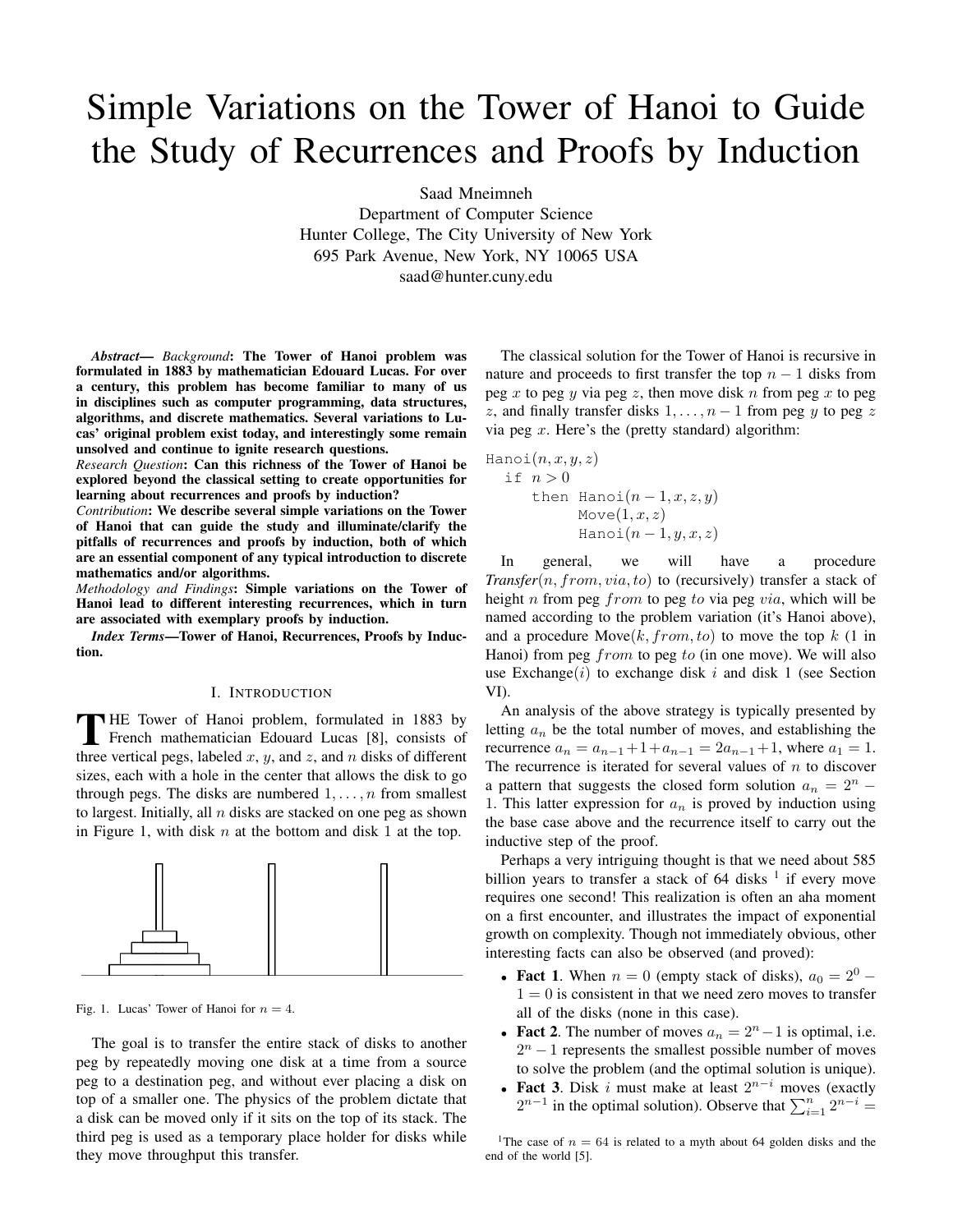# Simple Variations on the Tower of Hanoi to Guide the Study of Recurrences and Proofs by Induction

Saad Mneimneh
Department of Computer Science
Hunter College, The City University of New York
695 Park Avenue, New York, NY 10065 USA
saad@hunter.cuny.edu

***Abstract***— *Background*: **The Tower of Hanoi problem was formulated in 1883 by mathematician Edouard Lucas. For over a century, this problem has become familiar to many of us in disciplines such as computer programming, data structures, algorithms, and discrete mathematics. Several variations to Lucas' original problem exist today, and interestingly some remain unsolved and continue to ignite research questions.**

*Research Question*: **Can this richness of the Tower of Hanoi be explored beyond the classical setting to create opportunities for learning about recurrences and proofs by induction?**

*Contribution*: **We describe several simple variations on the Tower of Hanoi that can guide the study and illuminate/clarify the pitfalls of recurrences and proofs by induction, both of which are an essential component of any typical introduction to discrete mathematics and/or algorithms.**

*Methodology and Findings*: **Simple variations on the Tower of Hanoi lead to different interesting recurrences, which in turn are associated with exemplary proofs by induction.**

***Index Terms*—Tower of Hanoi, Recurrences, Proofs by Induction.**

## I. Introduction

The Tower of Hanoi problem, formulated in 1883 by French mathematician Edouard Lucas [8], consists of three vertical pegs, labeled $x$, $y$, and $z$, and $n$ disks of different sizes, each with a hole in the center that allows the disk to go through pegs. The disks are numbered $1, \ldots, n$ from smallest to largest. Initially, all $n$ disks are stacked on one peg as shown in Figure 1, with disk $n$ at the bottom and disk 1 at the top.

Fig. 1. Lucas' Tower of Hanoi for $n = 4$.

The goal is to transfer the entire stack of disks to another peg by repeatedly moving one disk at a time from a source peg to a destination peg, and without ever placing a disk on top of a smaller one. The physics of the problem dictate that a disk can be moved only if it sits on the top of its stack. The third peg is used as a temporary place holder for disks while they move throughput this transfer.

The classical solution for the Tower of Hanoi is recursive in nature and proceeds to first transfer the top $n-1$ disks from peg $x$ to peg $y$ via peg $z$, then move disk $n$ from peg $x$ to peg $z$, and finally transfer disks $1, \ldots, n-1$ from peg $y$ to peg $z$ via peg $x$. Here's the (pretty standard) algorithm:

```
Hanoi(n, x, y, z)
  if n > 0
     then Hanoi(n − 1, x, z, y)
          Move(1, x, z)
          Hanoi(n − 1, y, x, z)
```

In general, we will have a procedure *Transfer*$(n, from, via, to)$ to (recursively) transfer a stack of height $n$ from peg $from$ to peg $to$ via peg $via$, which will be named according to the problem variation (it's Hanoi above), and a procedure Move$(k, from, to)$ to move the top $k$ (1 in Hanoi) from peg $from$ to peg $to$ (in one move). We will also use Exchange$(i)$ to exchange disk $i$ and disk 1 (see Section VI).

An analysis of the above strategy is typically presented by letting $a_n$ be the total number of moves, and establishing the recurrence $a_n = a_{n-1} + 1 + a_{n-1} = 2a_{n-1} + 1$, where $a_1 = 1$. The recurrence is iterated for several values of $n$ to discover a pattern that suggests the closed form solution $a_n = 2^n - 1$. This latter expression for $a_n$ is proved by induction using the base case above and the recurrence itself to carry out the inductive step of the proof.

Perhaps a very intriguing thought is that we need about 585 billion years to transfer a stack of 64 disks [1] if every move requires one second! This realization is often an aha moment on a first encounter, and illustrates the impact of exponential growth on complexity. Though not immediately obvious, other interesting facts can also be observed (and proved):

- **Fact 1**. When $n = 0$ (empty stack of disks), $a_0 = 2^0 - 1 = 0$ is consistent in that we need zero moves to transfer all of the disks (none in this case).
- **Fact 2**. The number of moves $a_n = 2^n - 1$ is optimal, i.e. $2^n - 1$ represents the smallest possible number of moves to solve the problem (and the optimal solution is unique).
- **Fact 3**. Disk $i$ must make at least $2^{n-i}$ moves (exactly $2^{n-1}$ in the optimal solution). Observe that $\sum_{i=1}^{n} 2^{n-i} =$

[1] The case of $n = 64$ is related to a myth about 64 golden disks and the end of the world [5].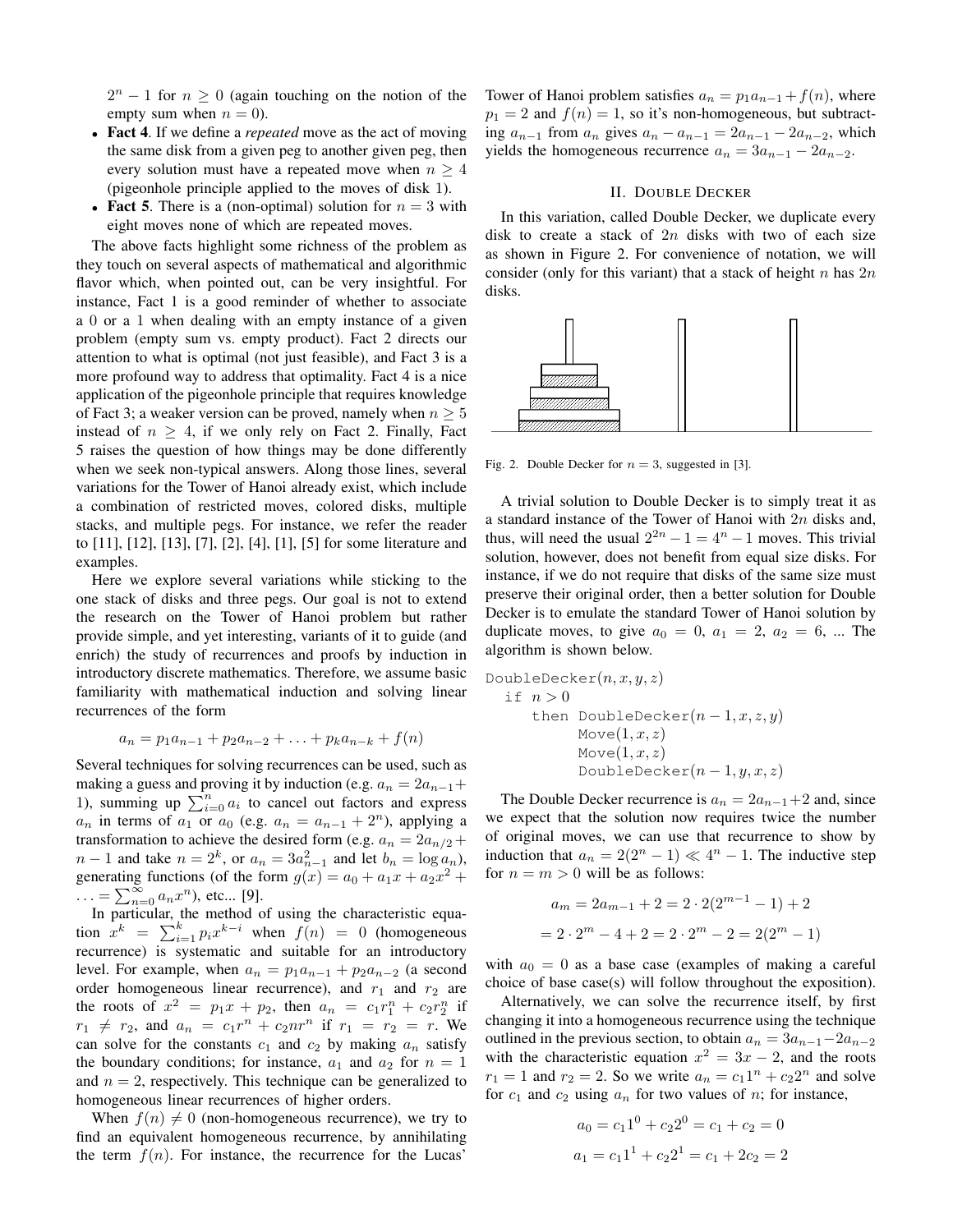$2^n - 1$ for $n \geq 0$ (again touching on the notion of the empty sum when $n = 0$).

- **Fact 4**. If we define a *repeated* move as the act of moving the same disk from a given peg to another given peg, then every solution must have a repeated move when $n \geq 4$ (pigeonhole principle applied to the moves of disk 1).
- **Fact 5**. There is a (non-optimal) solution for $n = 3$ with eight moves none of which are repeated moves.

The above facts highlight some richness of the problem as they touch on several aspects of mathematical and algorithmic flavor which, when pointed out, can be very insightful. For instance, Fact 1 is a good reminder of whether to associate a 0 or a 1 when dealing with an empty instance of a given problem (empty sum vs. empty product). Fact 2 directs our attention to what is optimal (not just feasible), and Fact 3 is a more profound way to address that optimality. Fact 4 is a nice application of the pigeonhole principle that requires knowledge of Fact 3; a weaker version can be proved, namely when $n \geq 5$ instead of $n \geq 4$, if we only rely on Fact 2. Finally, Fact 5 raises the question of how things may be done differently when we seek non-typical answers. Along those lines, several variations for the Tower of Hanoi already exist, which include a combination of restricted moves, colored disks, multiple stacks, and multiple pegs. For instance, we refer the reader to [11], [12], [13], [7], [2], [4], [1], [5] for some literature and examples.

Here we explore several variations while sticking to the one stack of disks and three pegs. Our goal is not to extend the research on the Tower of Hanoi problem but rather provide simple, and yet interesting, variants of it to guide (and enrich) the study of recurrences and proofs by induction in introductory discrete mathematics. Therefore, we assume basic familiarity with mathematical induction and solving linear recurrences of the form

$$a_n = p_1 a_{n-1} + p_2 a_{n-2} + \ldots + p_k a_{n-k} + f(n)$$

Several techniques for solving recurrences can be used, such as making a guess and proving it by induction (e.g. $a_n = 2a_{n-1} + 1$), summing up $\sum_{i=0}^{n} a_i$ to cancel out factors and express $a_n$ in terms of $a_1$ or $a_0$ (e.g. $a_n = a_{n-1} + 2^n$), applying a transformation to achieve the desired form (e.g. $a_n = 2a_{n/2} + n - 1$ and take $n = 2^k$, or $a_n = 3a_{n-1}^2$ and let $b_n = \log a_n$), generating functions (of the form $g(x) = a_0 + a_1 x + a_2 x^2 + \ldots = \sum_{n=0}^{\infty} a_n x^n$), etc... [9].

In particular, the method of using the characteristic equation $x^k = \sum_{i=1}^{k} p_i x^{k-i}$ when $f(n) = 0$ (homogeneous recurrence) is systematic and suitable for an introductory level. For example, when $a_n = p_1 a_{n-1} + p_2 a_{n-2}$ (a second order homogeneous linear recurrence), and $r_1$ and $r_2$ are the roots of $x^2 = p_1 x + p_2$, then $a_n = c_1 r_1^n + c_2 r_2^n$ if $r_1 \neq r_2$, and $a_n = c_1 r^n + c_2 n r^n$ if $r_1 = r_2 = r$. We can solve for the constants $c_1$ and $c_2$ by making $a_n$ satisfy the boundary conditions; for instance, $a_1$ and $a_2$ for $n = 1$ and $n = 2$, respectively. This technique can be generalized to homogeneous linear recurrences of higher orders.

When $f(n) \neq 0$ (non-homogeneous recurrence), we try to find an equivalent homogeneous recurrence, by annihilating the term $f(n)$. For instance, the recurrence for the Lucas' Tower of Hanoi problem satisfies $a_n = p_1 a_{n-1} + f(n)$, where $p_1 = 2$ and $f(n) = 1$, so it's non-homogeneous, but subtracting $a_{n-1}$ from $a_n$ gives $a_n - a_{n-1} = 2a_{n-1} - 2a_{n-2}$, which yields the homogeneous recurrence $a_n = 3a_{n-1} - 2a_{n-2}$.

## II. Double Decker

In this variation, called Double Decker, we duplicate every disk to create a stack of $2n$ disks with two of each size as shown in Figure 2. For convenience of notation, we will consider (only for this variant) that a stack of height $n$ has $2n$ disks.

Fig. 2. Double Decker for $n = 3$, suggested in [3].

A trivial solution to Double Decker is to simply treat it as a standard instance of the Tower of Hanoi with $2n$ disks and, thus, will need the usual $2^{2n} - 1 = 4^n - 1$ moves. This trivial solution, however, does not benefit from equal size disks. For instance, if we do not require that disks of the same size must preserve their original order, then a better solution for Double Decker is to emulate the standard Tower of Hanoi solution by duplicate moves, to give $a_0 = 0$, $a_1 = 2$, $a_2 = 6$, ... The algorithm is shown below.

```
DoubleDecker(n, x, y, z)
  if n > 0
    then DoubleDecker(n − 1, x, z, y)
         Move(1, x, z)
         Move(1, x, z)
         DoubleDecker(n − 1, y, x, z)
```

The Double Decker recurrence is $a_n = 2a_{n-1} + 2$ and, since we expect that the solution now requires twice the number of original moves, we can use that recurrence to show by induction that $a_n = 2(2^n - 1) \ll 4^n - 1$. The inductive step for $n = m > 0$ will be as follows:

$$a_m = 2a_{m-1} + 2 = 2 \cdot 2(2^{m-1} - 1) + 2$$

$$= 2 \cdot 2^m - 4 + 2 = 2 \cdot 2^m - 2 = 2(2^m - 1)$$

with $a_0 = 0$ as a base case (examples of making a careful choice of base case(s) will follow throughout the exposition).

Alternatively, we can solve the recurrence itself, by first changing it into a homogeneous recurrence using the technique outlined in the previous section, to obtain $a_n = 3a_{n-1} - 2a_{n-2}$ with the characteristic equation $x^2 = 3x - 2$, and the roots $r_1 = 1$ and $r_2 = 2$. So we write $a_n = c_1 1^n + c_2 2^n$ and solve for $c_1$ and $c_2$ using $a_n$ for two values of $n$; for instance,

$$a_0 = c_1 1^0 + c_2 2^0 = c_1 + c_2 = 0$$

$$a_1 = c_1 1^1 + c_2 2^1 = c_1 + 2c_2 = 2$$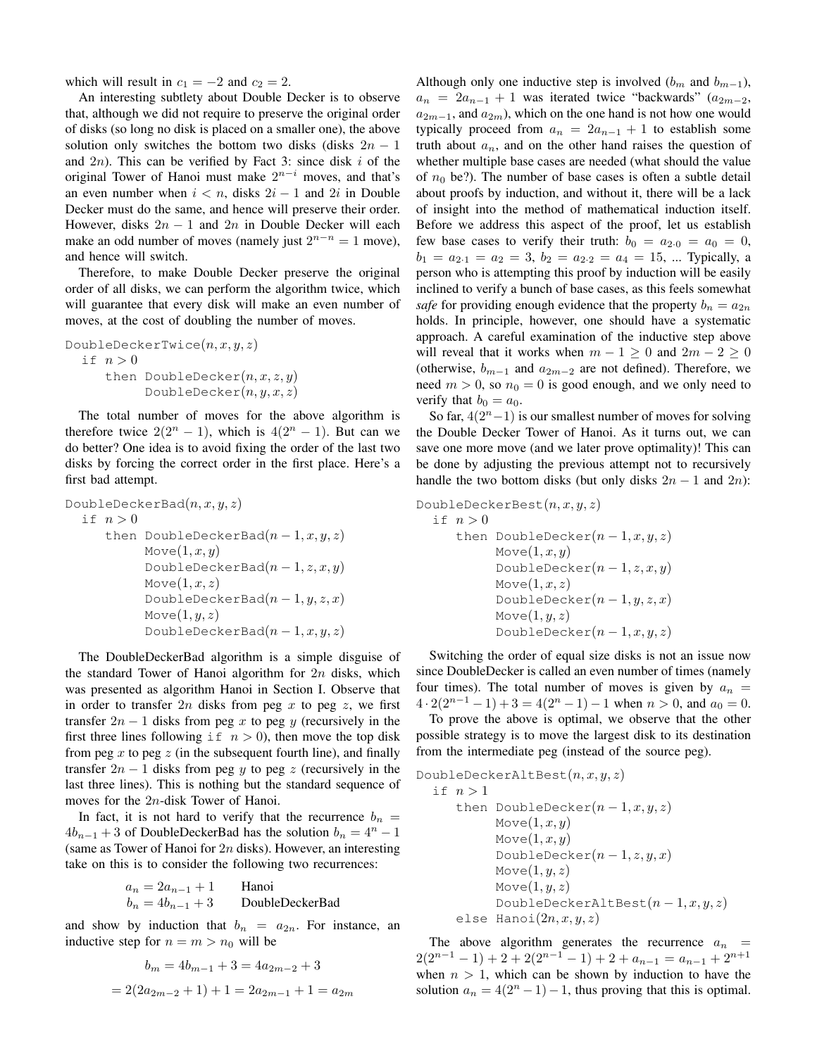which will result in $c_1 = -2$ and $c_2 = 2$.

An interesting subtlety about Double Decker is to observe that, although we did not require to preserve the original order of disks (so long no disk is placed on a smaller one), the above solution only switches the bottom two disks (disks $2n-1$ and $2n$). This can be verified by Fact 3: since disk $i$ of the original Tower of Hanoi must make $2^{n-i}$ moves, and that's an even number when $i < n$, disks $2i-1$ and $2i$ in Double Decker must do the same, and hence will preserve their order. However, disks $2n-1$ and $2n$ in Double Decker will each make an odd number of moves (namely just $2^{n-n} = 1$ move), and hence will switch.

Therefore, to make Double Decker preserve the original order of all disks, we can perform the algorithm twice, which will guarantee that every disk will make an even number of moves, at the cost of doubling the number of moves.

```
DoubleDeckerTwice(n, x, y, z)
  if n > 0
     then DoubleDecker(n, x, z, y)
          DoubleDecker(n, y, x, z)
```

The total number of moves for the above algorithm is therefore twice $2(2^n - 1)$, which is $4(2^n - 1)$. But can we do better? One idea is to avoid fixing the order of the last two disks by forcing the correct order in the first place. Here's a first bad attempt.

```
DoubleDeckerBad(n, x, y, z)
  if n > 0
     then DoubleDeckerBad(n − 1, x, y, z)
          Move(1, x, y)
          DoubleDeckerBad(n − 1, z, x, y)
          Move(1, x, z)
          DoubleDeckerBad(n − 1, y, z, x)
          Move(1, y, z)
          DoubleDeckerBad(n − 1, x, y, z)
```

The DoubleDeckerBad algorithm is a simple disguise of the standard Tower of Hanoi algorithm for $2n$ disks, which was presented as algorithm Hanoi in Section I. Observe that in order to transfer $2n$ disks from peg $x$ to peg $z$, we first transfer $2n-1$ disks from peg $x$ to peg $y$ (recursively in the first three lines following `if n > 0`), then move the top disk from peg $x$ to peg $z$ (in the subsequent fourth line), and finally transfer $2n-1$ disks from peg $y$ to peg $z$ (recursively in the last three lines). This is nothing but the standard sequence of moves for the $2n$-disk Tower of Hanoi.

In fact, it is not hard to verify that the recurrence $b_n = 4b_{n-1} + 3$ of DoubleDeckerBad has the solution $b_n = 4^n - 1$ (same as Tower of Hanoi for $2n$ disks). However, an interesting take on this is to consider the following two recurrences:

$$a_n = 2a_{n-1} + 1 \qquad \text{Hanoi}$$
$$b_n = 4b_{n-1} + 3 \qquad \text{DoubleDeckerBad}$$

and show by induction that $b_n = a_{2n}$. For instance, an inductive step for $n = m > n_0$ will be

$$b_m = 4b_{m-1} + 3 = 4a_{2m-2} + 3$$
$$= 2(2a_{2m-2} + 1) + 1 = 2a_{2m-1} + 1 = a_{2m}$$

Although only one inductive step is involved ($b_m$ and $b_{m-1}$), $a_n = 2a_{n-1} + 1$ was iterated twice "backwards" ($a_{2m-2}$, $a_{2m-1}$, and $a_{2m}$), which on the one hand is not how one would typically proceed from $a_n = 2a_{n-1} + 1$ to establish some truth about $a_n$, and on the other hand raises the question of whether multiple base cases are needed (what should the value of $n_0$ be?). The number of base cases is often a subtle detail about proofs by induction, and without it, there will be a lack of insight into the method of mathematical induction itself. Before we address this aspect of the proof, let us establish few base cases to verify their truth: $b_0 = a_{2\cdot 0} = a_0 = 0$, $b_1 = a_{2\cdot 1} = a_2 = 3$, $b_2 = a_{2\cdot 2} = a_4 = 15$, ... Typically, a person who is attempting this proof by induction will be easily inclined to verify a bunch of base cases, as this feels somewhat *safe* for providing enough evidence that the property $b_n = a_{2n}$ holds. In principle, however, one should have a systematic approach. A careful examination of the inductive step above will reveal that it works when $m - 1 \geq 0$ and $2m - 2 \geq 0$ (otherwise, $b_{m-1}$ and $a_{2m-2}$ are not defined). Therefore, we need $m > 0$, so $n_0 = 0$ is good enough, and we only need to verify that $b_0 = a_0$.

So far, $4(2^n - 1)$ is our smallest number of moves for solving the Double Decker Tower of Hanoi. As it turns out, we can save one more move (and we later prove optimality)! This can be done by adjusting the previous attempt not to recursively handle the two bottom disks (but only disks $2n-1$ and $2n$):

```
DoubleDeckerBest(n, x, y, z)
  if n > 0
     then DoubleDecker(n − 1, x, y, z)
          Move(1, x, y)
          DoubleDecker(n − 1, z, x, y)
          Move(1, x, z)
          DoubleDecker(n − 1, y, z, x)
          Move(1, y, z)
          DoubleDecker(n − 1, x, y, z)
```

Switching the order of equal size disks is not an issue now since DoubleDecker is called an even number of times (namely four times). The total number of moves is given by $a_n = 4 \cdot 2(2^{n-1} - 1) + 3 = 4(2^n - 1) - 1$ when $n > 0$, and $a_0 = 0$.

To prove the above is optimal, we observe that the other possible strategy is to move the largest disk to its destination from the intermediate peg (instead of the source peg).

```
DoubleDeckerAltBest(n, x, y, z)
  if n > 1
     then DoubleDecker(n − 1, x, y, z)
          Move(1, x, y)
          Move(1, x, y)
          DoubleDecker(n − 1, z, y, x)
          Move(1, y, z)
          Move(1, y, z)
          DoubleDeckerAltBest(n − 1, x, y, z)
     else Hanoi(2n, x, y, z)
```

The above algorithm generates the recurrence $a_n = 2(2^{n-1} - 1) + 2 + 2(2^{n-1} - 1) + 2 + a_{n-1} = a_{n-1} + 2^{n+1}$ when $n > 1$, which can be shown by induction to have the solution $a_n = 4(2^n - 1) - 1$, thus proving that this is optimal.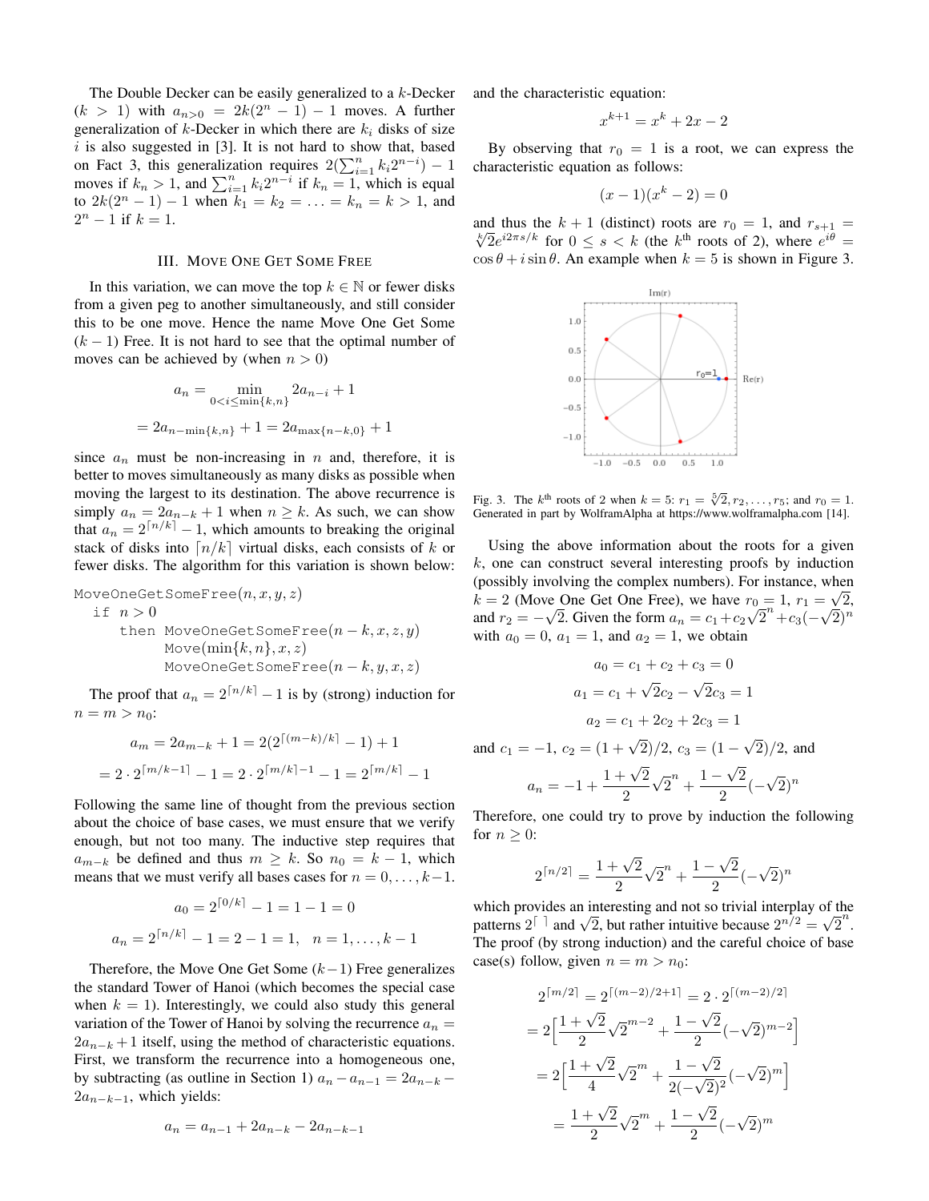The Double Decker can be easily generalized to a $k$-Decker ($k > 1$) with $a_{n>0} = 2k(2^n - 1) - 1$ moves. A further generalization of $k$-Decker in which there are $k_i$ disks of size $i$ is also suggested in [3]. It is not hard to show that, based on Fact 3, this generalization requires $2(\sum_{i=1}^{n} k_i 2^{n-i}) - 1$ moves if $k_n > 1$, and $\sum_{i=1}^{n} k_i 2^{n-i}$ if $k_n = 1$, which is equal to $2k(2^n - 1) - 1$ when $k_1 = k_2 = \ldots = k_n = k > 1$, and $2^n - 1$ if $k = 1$.

## III. Move One Get Some Free

In this variation, we can move the top $k \in \mathbb{N}$ or fewer disks from a given peg to another simultaneously, and still consider this to be one move. Hence the name Move One Get Some ($k-1$) Free. It is not hard to see that the optimal number of moves can be achieved by (when $n > 0$)

$$a_n = \min_{0<i\leq\min\{k,n\}} 2a_{n-i} + 1$$

$$= 2a_{n-\min\{k,n\}} + 1 = 2a_{\max\{n-k,0\}} + 1$$

since $a_n$ must be non-increasing in $n$ and, therefore, it is better to moves simultaneously as many disks as possible when moving the largest to its destination. The above recurrence is simply $a_n = 2a_{n-k} + 1$ when $n \geq k$. As such, we can show that $a_n = 2^{\lceil n/k \rceil} - 1$, which amounts to breaking the original stack of disks into $\lceil n/k \rceil$ virtual disks, each consists of $k$ or fewer disks. The algorithm for this variation is shown below:

```
MoveOneGetSomeFree(n, x, y, z)
  if n > 0
    then MoveOneGetSomeFree(n − k, x, z, y)
         Move(min{k, n}, x, z)
         MoveOneGetSomeFree(n − k, y, x, z)
```

The proof that $a_n = 2^{\lceil n/k \rceil} - 1$ is by (strong) induction for $n = m > n_0$:

$$a_m = 2a_{m-k} + 1 = 2(2^{\lceil (m-k)/k \rceil} - 1) + 1$$

$$= 2 \cdot 2^{\lceil m/k - 1 \rceil} - 1 = 2 \cdot 2^{\lceil m/k \rceil - 1} - 1 = 2^{\lceil m/k \rceil} - 1$$

Following the same line of thought from the previous section about the choice of base cases, we must ensure that we verify enough, but not too many. The inductive step requires that $a_{m-k}$ be defined and thus $m \geq k$. So $n_0 = k - 1$, which means that we must verify all bases cases for $n = 0, \ldots, k-1$.

$$a_0 = 2^{\lceil 0/k \rceil} - 1 = 1 - 1 = 0$$

$$a_n = 2^{\lceil n/k \rceil} - 1 = 2 - 1 = 1, \quad n = 1, \ldots, k-1$$

Therefore, the Move One Get Some ($k-1$) Free generalizes the standard Tower of Hanoi (which becomes the special case when $k = 1$). Interestingly, we could also study this general variation of the Tower of Hanoi by solving the recurrence $a_n = 2a_{n-k} + 1$ itself, using the method of characteristic equations. First, we transform the recurrence into a homogeneous one, by subtracting (as outline in Section 1) $a_n - a_{n-1} = 2a_{n-k} - 2a_{n-k-1}$, which yields:

$$a_n = a_{n-1} + 2a_{n-k} - 2a_{n-k-1}$$

and the characteristic equation:

$$x^{k+1} = x^k + 2x - 2$$

By observing that $r_0 = 1$ is a root, we can express the characteristic equation as follows:

$$(x - 1)(x^k - 2) = 0$$

and thus the $k + 1$ (distinct) roots are $r_0 = 1$, and $r_{s+1} = \sqrt[k]{2} e^{i2\pi s/k}$ for $0 \leq s < k$ (the $k^{\text{th}}$ roots of 2), where $e^{i\theta} = \cos\theta + i \sin\theta$. An example when $k = 5$ is shown in Figure 3.

Fig. 3. The $k^{\text{th}}$ roots of 2 when $k = 5$: $r_1 = \sqrt[5]{2}, r_2, \ldots, r_5$; and $r_0 = 1$. Generated in part by WolframAlpha at https://www.wolframalpha.com [14].

Using the above information about the roots for a given $k$, one can construct several interesting proofs by induction (possibly involving the complex numbers). For instance, when $k = 2$ (Move One Get One Free), we have $r_0 = 1$, $r_1 = \sqrt{2}$, and $r_2 = -\sqrt{2}$. Given the form $a_n = c_1 + c_2\sqrt{2}^n + c_3(-\sqrt{2})^n$ with $a_0 = 0$, $a_1 = 1$, and $a_2 = 1$, we obtain

$$a_0 = c_1 + c_2 + c_3 = 0$$

$$a_1 = c_1 + \sqrt{2}c_2 - \sqrt{2}c_3 = 1$$

$$a_2 = c_1 + 2c_2 + 2c_3 = 1$$

and $c_1 = -1$, $c_2 = (1 + \sqrt{2})/2$, $c_3 = (1 - \sqrt{2})/2$, and

$$a_n = -1 + \frac{1+\sqrt{2}}{2}\sqrt{2}^n + \frac{1-\sqrt{2}}{2}(-\sqrt{2})^n$$

Therefore, one could try to prove by induction the following for $n \geq 0$:

$$2^{\lceil n/2 \rceil} = \frac{1+\sqrt{2}}{2}\sqrt{2}^n + \frac{1-\sqrt{2}}{2}(-\sqrt{2})^n$$

which provides an interesting and not so trivial interplay of the patterns $2^{\lceil\ \rceil}$ and $\sqrt{2}$, but rather intuitive because $2^{n/2} = \sqrt{2}^n$. The proof (by strong induction) and the careful choice of base case(s) follow, given $n = m > n_0$:

$$2^{\lceil m/2 \rceil} = 2^{\lceil (m-2)/2+1 \rceil} = 2 \cdot 2^{\lceil (m-2)/2 \rceil}$$

$$= 2\Big[\frac{1+\sqrt{2}}{2}\sqrt{2}^{m-2} + \frac{1-\sqrt{2}}{2}(-\sqrt{2})^{m-2}\Big]$$

$$= 2\Big[\frac{1+\sqrt{2}}{4}\sqrt{2}^{m} + \frac{1-\sqrt{2}}{2(-\sqrt{2})^2}(-\sqrt{2})^{m}\Big]$$

$$= \frac{1+\sqrt{2}}{2}\sqrt{2}^{m} + \frac{1-\sqrt{2}}{2}(-\sqrt{2})^{m}$$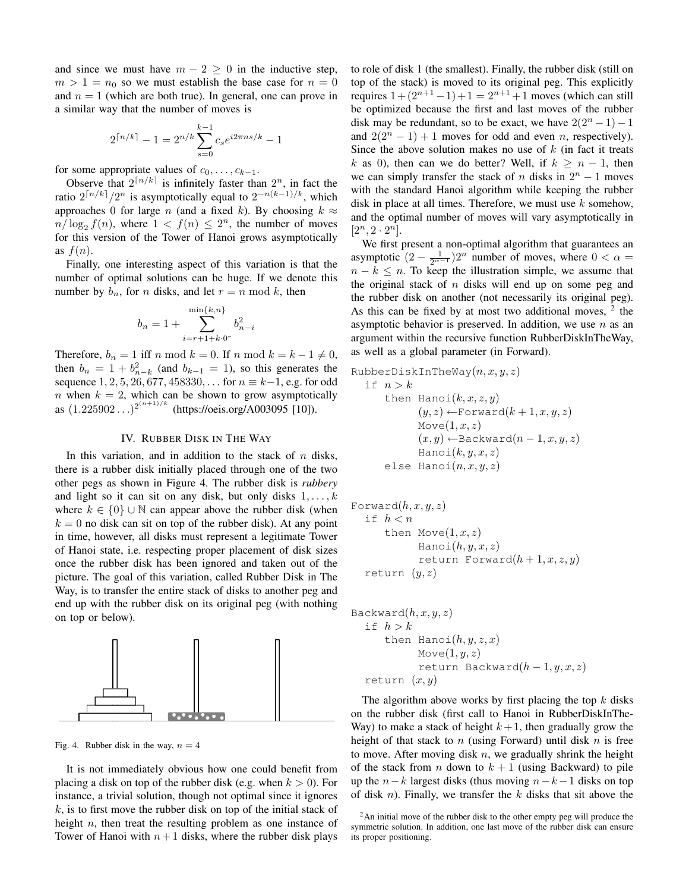and since we must have $m-2 \geq 0$ in the inductive step, $m > 1 = n_0$ so we must establish the base case for $n=0$ and $n=1$ (which are both true). In general, one can prove in a similar way that the number of moves is

$$2^{\lceil n/k \rceil} - 1 = 2^{n/k} \sum_{s=0}^{k-1} c_s e^{i2\pi ns/k} - 1$$

for some appropriate values of $c_0, \ldots, c_{k-1}$.

Observe that $2^{\lceil n/k \rceil}$ is infinitely faster than $2^n$, in fact the ratio $2^{\lceil n/k \rceil}/2^n$ is asymptotically equal to $2^{-n(k-1)/k}$, which approaches 0 for large $n$ (and a fixed $k$). By choosing $k \approx n/\log_2 f(n)$, where $1 < f(n) \leq 2^n$, the number of moves for this version of the Tower of Hanoi grows asymptotically as $f(n)$.

Finally, one interesting aspect of this variation is that the number of optimal solutions can be huge. If we denote this number by $b_n$, for $n$ disks, and let $r = n \bmod k$, then

$$b_n = 1 + \sum_{i=r+1+k\cdot 0^r}^{\min\{k,n\}} b_{n-i}^2$$

Therefore, $b_n = 1$ iff $n \bmod k = 0$. If $n \bmod k = k-1 \neq 0$, then $b_n = 1 + b_{n-k}^2$ (and $b_{k-1} = 1$), so this generates the sequence $1, 2, 5, 26, 677, 458330, \ldots$ for $n \equiv k-1$, e.g. for odd $n$ when $k=2$, which can be shown to grow asymptotically as $(1.225902\ldots)^{2^{(n+1)/k}}$ (https://oeis.org/A003095 [10]).

## IV. Rubber Disk in The Way

In this variation, and in addition to the stack of $n$ disks, there is a rubber disk initially placed through one of the two other pegs as shown in Figure 4. The rubber disk is *rubbery* and light so it can sit on any disk, but only disks $1, \ldots, k$ where $k \in \{0\} \cup \mathbb{N}$ can appear above the rubber disk (when $k=0$ no disk can sit on top of the rubber disk). At any point in time, however, all disks must represent a legitimate Tower of Hanoi state, i.e. respecting proper placement of disk sizes once the rubber disk has been ignored and taken out of the picture. The goal of this variation, called Rubber Disk in The Way, is to transfer the entire stack of disks to another peg and end up with the rubber disk on its original peg (with nothing on top or below).

Fig. 4. Rubber disk in the way, $n = 4$

It is not immediately obvious how one could benefit from placing a disk on top of the rubber disk (e.g. when $k > 0$). For instance, a trivial solution, though not optimal since it ignores $k$, is to first move the rubber disk on top of the initial stack of height $n$, then treat the resulting problem as one instance of Tower of Hanoi with $n+1$ disks, where the rubber disk plays to role of disk 1 (the smallest). Finally, the rubber disk (still on top of the stack) is moved to its original peg. This explicitly requires $1 + (2^{n+1} - 1) + 1 = 2^{n+1} + 1$ moves (which can still be optimized because the first and last moves of the rubber disk may be redundant, so to be exact, we have $2(2^n - 1) - 1$ and $2(2^n - 1) + 1$ moves for odd and even $n$, respectively). Since the above solution makes no use of $k$ (in fact it treats $k$ as 0), then can we do better? Well, if $k \geq n-1$, then we can simply transfer the stack of $n$ disks in $2^n - 1$ moves with the standard Hanoi algorithm while keeping the rubber disk in place at all times. Therefore, we must use $k$ somehow, and the optimal number of moves will vary asymptotically in $[2^n, 2 \cdot 2^n]$.

We first present a non-optimal algorithm that guarantees an asymptotic $(2 - \frac{1}{2^{\alpha-1}})2^n$ number of moves, where $0 < \alpha = n - k \leq n$. To keep the illustration simple, we assume that the original stack of $n$ disks will end up on some peg and the rubber disk on another (not necessarily its original peg). As this can be fixed by at most two additional moves, [2] the asymptotic behavior is preserved. In addition, we use $n$ as an argument within the recursive function RubberDiskInTheWay, as well as a global parameter (in Forward).

```
RubberDiskInTheWay(n, x, y, z)
  if n > k
     then Hanoi(k, x, z, y)
          (y, z) ←Forward(k + 1, x, y, z)
          Move(1, x, z)
          (x, y) ←Backward(n − 1, x, y, z)
          Hanoi(k, y, x, z)
     else Hanoi(n, x, y, z)
```

```
Forward(h, x, y, z)
  if h < n
     then Move(1, x, z)
          Hanoi(h, y, x, z)
          return Forward(h + 1, x, z, y)
  return (y, z)
```

```
Backward(h, x, y, z)
  if h > k
     then Hanoi(h, y, z, x)
          Move(1, y, z)
          return Backward(h − 1, y, x, z)
  return (x, y)
```

The algorithm above works by first placing the top $k$ disks on the rubber disk (first call to Hanoi in RubberDiskInTheWay) to make a stack of height $k+1$, then gradually grow the height of that stack to $n$ (using Forward) until disk $n$ is free to move. After moving disk $n$, we gradually shrink the height of the stack from $n$ down to $k+1$ (using Backward) to pile up the $n-k$ largest disks (thus moving $n-k-1$ disks on top of disk $n$). Finally, we transfer the $k$ disks that sit above the

[2] An initial move of the rubber disk to the other empty peg will produce the symmetric solution. In addition, one last move of the rubber disk can ensure its proper positioning.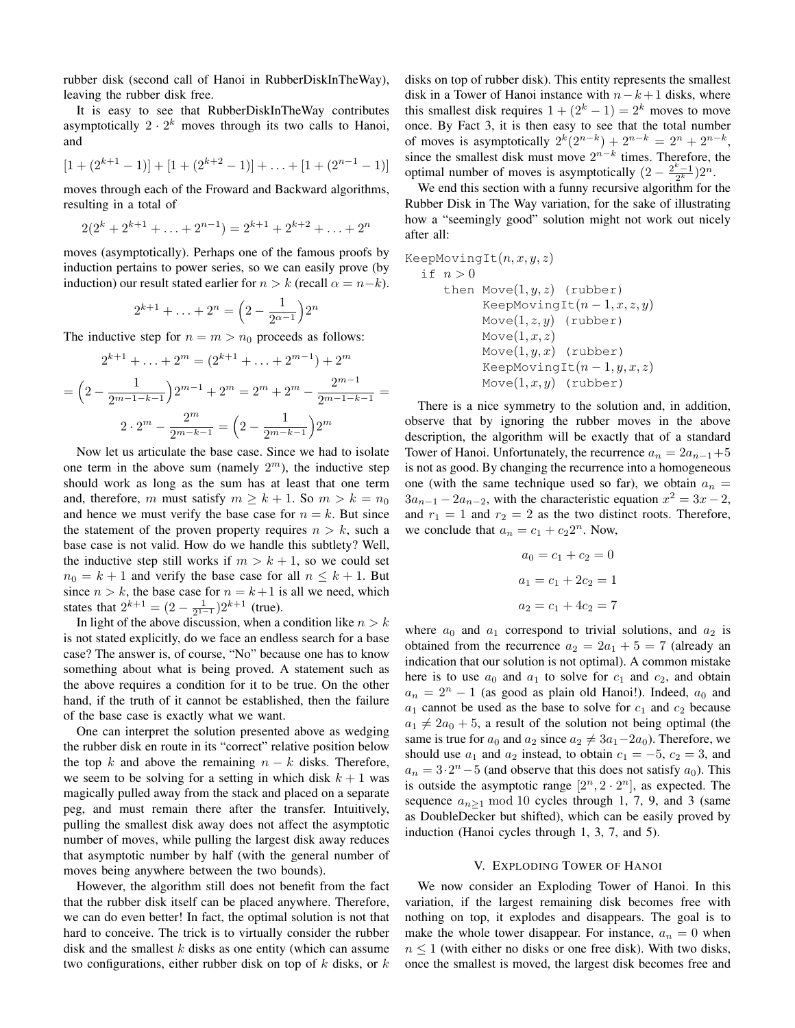rubber disk (second call of Hanoi in RubberDiskInTheWay), leaving the rubber disk free.

It is easy to see that RubberDiskInTheWay contributes asymptotically $2 \cdot 2^k$ moves through its two calls to Hanoi, and

$$[1 + (2^{k+1} - 1)] + [1 + (2^{k+2} - 1)] + \ldots + [1 + (2^{n-1} - 1)]$$

moves through each of the Froward and Backward algorithms, resulting in a total of

$$2(2^k + 2^{k+1} + \ldots + 2^{n-1}) = 2^{k+1} + 2^{k+2} + \ldots + 2^n$$

moves (asymptotically). Perhaps one of the famous proofs by induction pertains to power series, so we can easily prove (by induction) our result stated earlier for $n > k$ (recall $\alpha = n - k$).

$$2^{k+1} + \ldots + 2^n = \Big(2 - \frac{1}{2^{\alpha-1}}\Big)2^n$$

The inductive step for $n = m > n_0$ proceeds as follows:

$$2^{k+1} + \ldots + 2^m = (2^{k+1} + \ldots + 2^{m-1}) + 2^m$$

$$= \Big(2 - \frac{1}{2^{m-1-k-1}}\Big)2^{m-1} + 2^m = 2^m + 2^m - \frac{2^{m-1}}{2^{m-1-k-1}} =$$

$$2 \cdot 2^m - \frac{2^m}{2^{m-k-1}} = \Big(2 - \frac{1}{2^{m-k-1}}\Big)2^m$$

Now let us articulate the base case. Since we had to isolate one term in the above sum (namely $2^m$), the inductive step should work as long as the sum has at least that one term and, therefore, $m$ must satisfy $m \geq k + 1$. So $m > k = n_0$ and hence we must verify the base case for $n = k$. But since the statement of the proven property requires $n > k$, such a base case is not valid. How do we handle this subtlety? Well, the inductive step still works if $m > k + 1$, so we could set $n_0 = k + 1$ and verify the base case for all $n \leq k + 1$. But since $n > k$, the base case for $n = k + 1$ is all we need, which states that $2^{k+1} = (2 - \frac{1}{2^{1-1}})2^{k+1}$ (true).

In light of the above discussion, when a condition like $n > k$ is not stated explicitly, do we face an endless search for a base case? The answer is, of course, "No" because one has to know something about what is being proved. A statement such as the above requires a condition for it to be true. On the other hand, if the truth of it cannot be established, then the failure of the base case is exactly what we want.

One can interpret the solution presented above as wedging the rubber disk en route in its "correct" relative position below the top $k$ and above the remaining $n - k$ disks. Therefore, we seem to be solving for a setting in which disk $k + 1$ was magically pulled away from the stack and placed on a separate peg, and must remain there after the transfer. Intuitively, pulling the smallest disk away does not affect the asymptotic number of moves, while pulling the largest disk away reduces that asymptotic number by half (with the general number of moves being anywhere between the two bounds).

However, the algorithm still does not benefit from the fact that the rubber disk itself can be placed anywhere. Therefore, we can do even better! In fact, the optimal solution is not that hard to conceive. The trick is to virtually consider the rubber disk and the smallest $k$ disks as one entity (which can assume two configurations, either rubber disk on top of $k$ disks, or $k$ disks on top of rubber disk). This entity represents the smallest disk in a Tower of Hanoi instance with $n - k + 1$ disks, where this smallest disk requires $1 + (2^k - 1) = 2^k$ moves to move once. By Fact 3, it is then easy to see that the total number of moves is asymptotically $2^k(2^{n-k}) + 2^{n-k} = 2^n + 2^{n-k}$, since the smallest disk must move $2^{n-k}$ times. Therefore, the optimal number of moves is asymptotically $(2 - \frac{2^k - 1}{2^k})2^n$.

We end this section with a funny recursive algorithm for the Rubber Disk in The Way variation, for the sake of illustrating how a "seemingly good" solution might not work out nicely after all:

```
KeepMovingIt(n, x, y, z)
  if n > 0
     then Move(1, y, z) (rubber)
          KeepMovingIt(n − 1, x, z, y)
          Move(1, z, y) (rubber)
          Move(1, x, z)
          Move(1, y, x) (rubber)
          KeepMovingIt(n − 1, y, x, z)
          Move(1, x, y) (rubber)
```

There is a nice symmetry to the solution and, in addition, observe that by ignoring the rubber moves in the above description, the algorithm will be exactly that of a standard Tower of Hanoi. Unfortunately, the recurrence $a_n = 2a_{n-1} + 5$ is not as good. By changing the recurrence into a homogeneous one (with the same technique used so far), we obtain $a_n = 3a_{n-1} - 2a_{n-2}$, with the characteristic equation $x^2 = 3x - 2$, and $r_1 = 1$ and $r_2 = 2$ as the two distinct roots. Therefore, we conclude that $a_n = c_1 + c_2 2^n$. Now,

$$a_0 = c_1 + c_2 = 0$$

$$a_1 = c_1 + 2c_2 = 1$$

$$a_2 = c_1 + 4c_2 = 7$$

where $a_0$ and $a_1$ correspond to trivial solutions, and $a_2$ is obtained from the recurrence $a_2 = 2a_1 + 5 = 7$ (already an indication that our solution is not optimal). A common mistake here is to use $a_0$ and $a_1$ to solve for $c_1$ and $c_2$, and obtain $a_n = 2^n - 1$ (as good as plain old Hanoi!). Indeed, $a_0$ and $a_1$ cannot be used as the base to solve for $c_1$ and $c_2$ because $a_1 \neq 2a_0 + 5$, a result of the solution not being optimal (the same is true for $a_0$ and $a_2$ since $a_2 \neq 3a_1 - 2a_0$). Therefore, we should use $a_1$ and $a_2$ instead, to obtain $c_1 = -5$, $c_2 = 3$, and $a_n = 3 \cdot 2^n - 5$ (and observe that this does not satisfy $a_0$). This is outside the asymptotic range $[2^n, 2 \cdot 2^n]$, as expected. The sequence $a_{n \geq 1} \bmod 10$ cycles through 1, 7, 9, and 3 (same as DoubleDecker but shifted), which can be easily proved by induction (Hanoi cycles through 1, 3, 7, and 5).

## V. Exploding Tower of Hanoi

We now consider an Exploding Tower of Hanoi. In this variation, if the largest remaining disk becomes free with nothing on top, it explodes and disappears. The goal is to make the whole tower disappear. For instance, $a_n = 0$ when $n \leq 1$ (with either no disks or one free disk). With two disks, once the smallest is moved, the largest disk becomes free and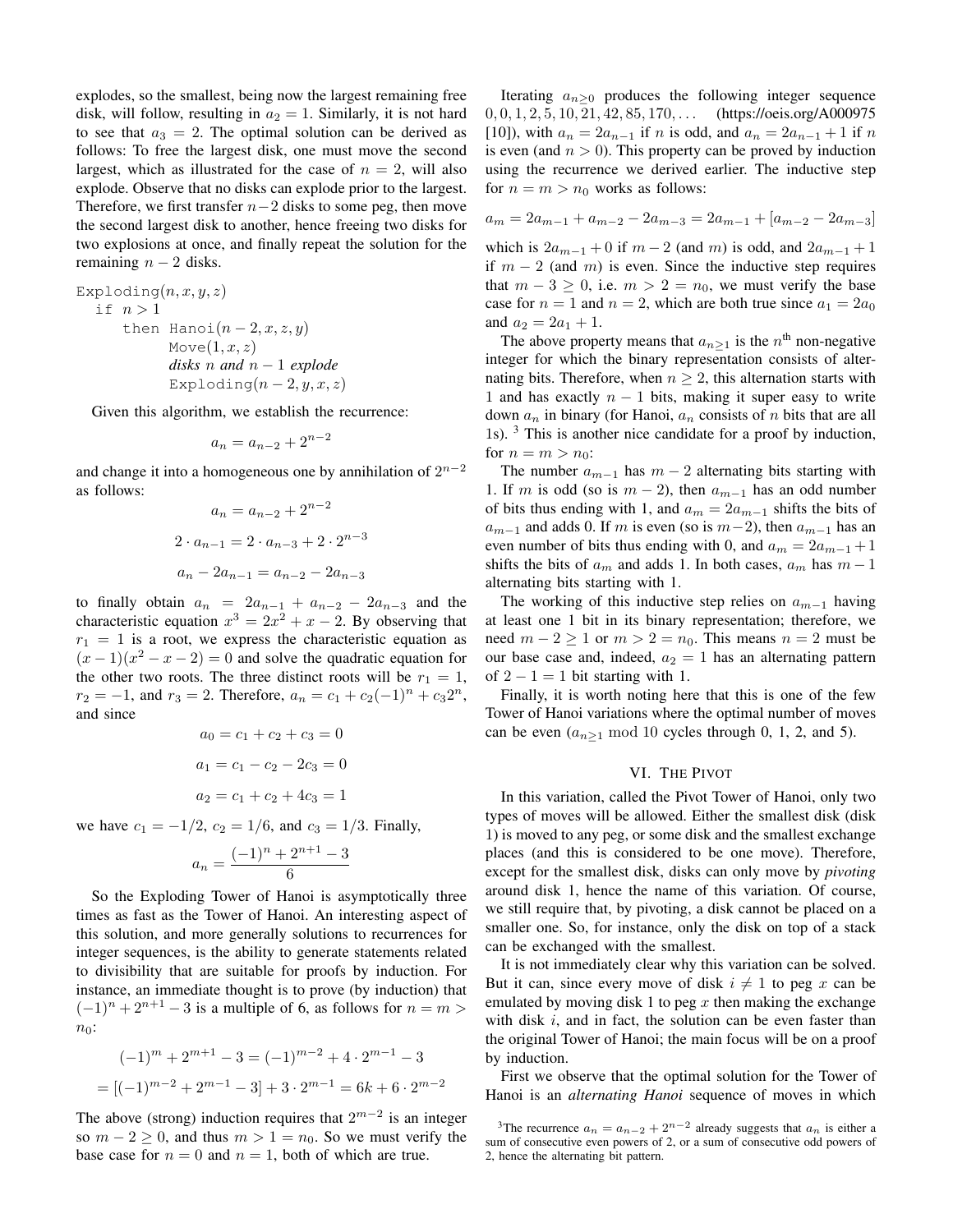explodes, so the smallest, being now the largest remaining free disk, will follow, resulting in $a_2 = 1$. Similarly, it is not hard to see that $a_3 = 2$. The optimal solution can be derived as follows: To free the largest disk, one must move the second largest, which as illustrated for the case of $n = 2$, will also explode. Observe that no disks can explode prior to the largest. Therefore, we first transfer $n-2$ disks to some peg, then move the second largest disk to another, hence freeing two disks for two explosions at once, and finally repeat the solution for the remaining $n - 2$ disks.

```
Exploding(n, x, y, z)
  if n > 1
    then Hanoi(n − 2, x, z, y)
         Move(1, x, z)
         disks n and n − 1 explode
         Exploding(n − 2, y, x, z)
```

Given this algorithm, we establish the recurrence:

$$a_n = a_{n-2} + 2^{n-2}$$

and change it into a homogeneous one by annihilation of $2^{n-2}$ as follows:

$$a_n = a_{n-2} + 2^{n-2}$$

$$2 \cdot a_{n-1} = 2 \cdot a_{n-3} + 2 \cdot 2^{n-3}$$

$$a_n - 2a_{n-1} = a_{n-2} - 2a_{n-3}$$

to finally obtain $a_n = 2a_{n-1} + a_{n-2} - 2a_{n-3}$ and the characteristic equation $x^3 = 2x^2 + x - 2$. By observing that $r_1 = 1$ is a root, we express the characteristic equation as $(x-1)(x^2 - x - 2) = 0$ and solve the quadratic equation for the other two roots. The three distinct roots will be $r_1 = 1$, $r_2 = -1$, and $r_3 = 2$. Therefore, $a_n = c_1 + c_2(-1)^n + c_3 2^n$, and since

$$a_0 = c_1 + c_2 + c_3 = 0$$

$$a_1 = c_1 - c_2 - 2c_3 = 0$$

$$a_2 = c_1 + c_2 + 4c_3 = 1$$

we have $c_1 = -1/2$, $c_2 = 1/6$, and $c_3 = 1/3$. Finally,

$$a_n = \frac{(-1)^n + 2^{n+1} - 3}{6}$$

So the Exploding Tower of Hanoi is asymptotically three times as fast as the Tower of Hanoi. An interesting aspect of this solution, and more generally solutions to recurrences for integer sequences, is the ability to generate statements related to divisibility that are suitable for proofs by induction. For instance, an immediate thought is to prove (by induction) that $(-1)^n + 2^{n+1} - 3$ is a multiple of 6, as follows for $n = m > n_0$:

$$(-1)^m + 2^{m+1} - 3 = (-1)^{m-2} + 4 \cdot 2^{m-1} - 3$$

$$= [(-1)^{m-2} + 2^{m-1} - 3] + 3 \cdot 2^{m-1} = 6k + 6 \cdot 2^{m-2}$$

The above (strong) induction requires that $2^{m-2}$ is an integer so $m - 2 \geq 0$, and thus $m > 1 = n_0$. So we must verify the base case for $n = 0$ and $n = 1$, both of which are true.

Iterating $a_{n\geq 0}$ produces the following integer sequence $0, 0, 1, 2, 5, 10, 21, 42, 85, 170, \ldots$ (https://oeis.org/A000975 [10]), with $a_n = 2a_{n-1}$ if $n$ is odd, and $a_n = 2a_{n-1} + 1$ if $n$ is even (and $n > 0$). This property can be proved by induction using the recurrence we derived earlier. The inductive step for $n = m > n_0$ works as follows:

$$a_m = 2a_{m-1} + a_{m-2} - 2a_{m-3} = 2a_{m-1} + [a_{m-2} - 2a_{m-3}]$$

which is $2a_{m-1} + 0$ if $m - 2$ (and $m$) is odd, and $2a_{m-1} + 1$ if $m - 2$ (and $m$) is even. Since the inductive step requires that $m - 3 \geq 0$, i.e. $m > 2 = n_0$, we must verify the base case for $n = 1$ and $n = 2$, which are both true since $a_1 = 2a_0$ and $a_2 = 2a_1 + 1$.

The above property means that $a_{n\geq 1}$ is the $n^{\text{th}}$ non-negative integer for which the binary representation consists of alternating bits. Therefore, when $n \geq 2$, this alternation starts with 1 and has exactly $n - 1$ bits, making it super easy to write down $a_n$ in binary (for Hanoi, $a_n$ consists of $n$ bits that are all 1s). [3] This is another nice candidate for a proof by induction, for $n = m > n_0$:

The number $a_{m-1}$ has $m - 2$ alternating bits starting with 1. If $m$ is odd (so is $m - 2$), then $a_{m-1}$ has an odd number of bits thus ending with 1, and $a_m = 2a_{m-1}$ shifts the bits of $a_{m-1}$ and adds 0. If $m$ is even (so is $m-2$), then $a_{m-1}$ has an even number of bits thus ending with 0, and $a_m = 2a_{m-1} + 1$ shifts the bits of $a_m$ and adds 1. In both cases, $a_m$ has $m - 1$ alternating bits starting with 1.

The working of this inductive step relies on $a_{m-1}$ having at least one 1 bit in its binary representation; therefore, we need $m - 2 \geq 1$ or $m > 2 = n_0$. This means $n = 2$ must be our base case and, indeed, $a_2 = 1$ has an alternating pattern of $2 - 1 = 1$ bit starting with 1.

Finally, it is worth noting here that this is one of the few Tower of Hanoi variations where the optimal number of moves can be even ($a_{n\geq 1} \bmod 10$ cycles through 0, 1, 2, and 5).

## VI. The Pivot

In this variation, called the Pivot Tower of Hanoi, only two types of moves will be allowed. Either the smallest disk (disk 1) is moved to any peg, or some disk and the smallest exchange places (and this is considered to be one move). Therefore, except for the smallest disk, disks can only move by *pivoting* around disk 1, hence the name of this variation. Of course, we still require that, by pivoting, a disk cannot be placed on a smaller one. So, for instance, only the disk on top of a stack can be exchanged with the smallest.

It is not immediately clear why this variation can be solved. But it can, since every move of disk $i \neq 1$ to peg $x$ can be emulated by moving disk 1 to peg $x$ then making the exchange with disk $i$, and in fact, the solution can be even faster than the original Tower of Hanoi; the main focus will be on a proof by induction.

First we observe that the optimal solution for the Tower of Hanoi is an *alternating Hanoi* sequence of moves in which

[3] The recurrence $a_n = a_{n-2} + 2^{n-2}$ already suggests that $a_n$ is either a sum of consecutive even powers of 2, or a sum of consecutive odd powers of 2, hence the alternating bit pattern.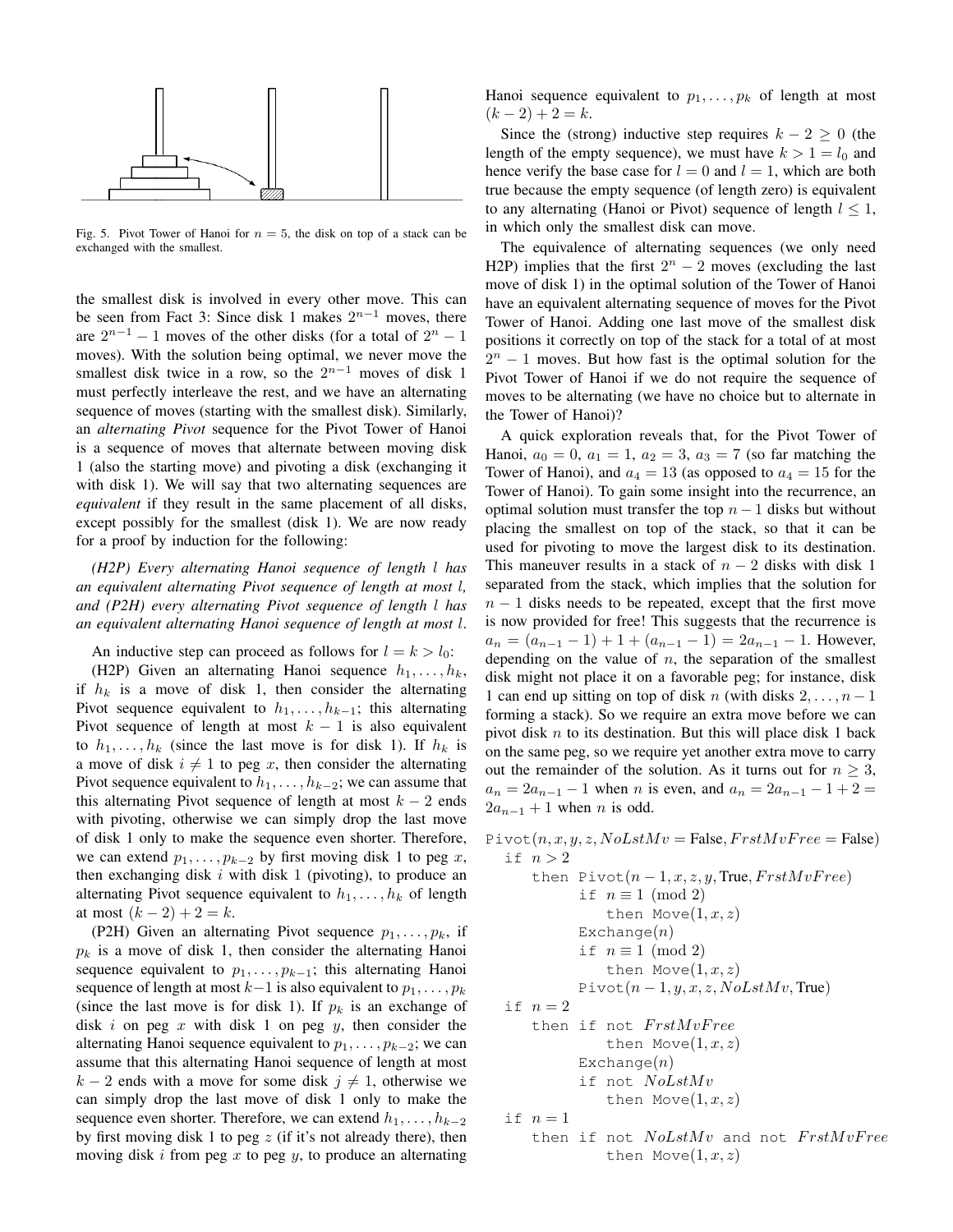Fig. 5. Pivot Tower of Hanoi for $n = 5$, the disk on top of a stack can be exchanged with the smallest.

the smallest disk is involved in every other move. This can be seen from Fact 3: Since disk 1 makes $2^{n-1}$ moves, there are $2^{n-1} - 1$ moves of the other disks (for a total of $2^n - 1$ moves). With the solution being optimal, we never move the smallest disk twice in a row, so the $2^{n-1}$ moves of disk 1 must perfectly interleave the rest, and we have an alternating sequence of moves (starting with the smallest disk). Similarly, an *alternating Pivot* sequence for the Pivot Tower of Hanoi is a sequence of moves that alternate between moving disk 1 (also the starting move) and pivoting a disk (exchanging it with disk 1). We will say that two alternating sequences are *equivalent* if they result in the same placement of all disks, except possibly for the smallest (disk 1). We are now ready for a proof by induction for the following:

*(H2P) Every alternating Hanoi sequence of length $l$ has an equivalent alternating Pivot sequence of length at most $l$, and (P2H) every alternating Pivot sequence of length $l$ has an equivalent alternating Hanoi sequence of length at most $l$.*

An inductive step can proceed as follows for $l = k > l_0$:

(H2P) Given an alternating Hanoi sequence $h_1, \ldots, h_k$, if $h_k$ is a move of disk 1, then consider the alternating Pivot sequence equivalent to $h_1, \ldots, h_{k-1}$; this alternating Pivot sequence of length at most $k - 1$ is also equivalent to $h_1, \ldots, h_k$ (since the last move is for disk 1). If $h_k$ is a move of disk $i \neq 1$ to peg $x$, then consider the alternating Pivot sequence equivalent to $h_1, \ldots, h_{k-2}$; we can assume that this alternating Pivot sequence of length at most $k-2$ ends with pivoting, otherwise we can simply drop the last move of disk 1 only to make the sequence even shorter. Therefore, we can extend $p_1, \ldots, p_{k-2}$ by first moving disk 1 to peg $x$, then exchanging disk $i$ with disk 1 (pivoting), to produce an alternating Pivot sequence equivalent to $h_1, \ldots, h_k$ of length at most $(k - 2) + 2 = k$.

(P2H) Given an alternating Pivot sequence $p_1, \ldots, p_k$, if $p_k$ is a move of disk 1, then consider the alternating Hanoi sequence equivalent to $p_1, \ldots, p_{k-1}$; this alternating Hanoi sequence of length at most $k-1$ is also equivalent to $p_1, \ldots, p_k$ (since the last move is for disk 1). If $p_k$ is an exchange of disk $i$ on peg $x$ with disk 1 on peg $y$, then consider the alternating Hanoi sequence equivalent to $p_1, \ldots, p_{k-2}$; we can assume that this alternating Hanoi sequence of length at most $k - 2$ ends with a move for some disk $j \neq 1$, otherwise we can simply drop the last move of disk 1 only to make the sequence even shorter. Therefore, we can extend $h_1, \ldots, h_{k-2}$ by first moving disk 1 to peg $z$ (if it's not already there), then moving disk $i$ from peg $x$ to peg $y$, to produce an alternating Hanoi sequence equivalent to $p_1, \ldots, p_k$ of length at most $(k - 2) + 2 = k$.

Since the (strong) inductive step requires $k - 2 \geq 0$ (the length of the empty sequence), we must have $k > 1 = l_0$ and hence verify the base case for $l = 0$ and $l = 1$, which are both true because the empty sequence (of length zero) is equivalent to any alternating (Hanoi or Pivot) sequence of length $l \leq 1$, in which only the smallest disk can move.

The equivalence of alternating sequences (we only need H2P) implies that the first $2^n - 2$ moves (excluding the last move of disk 1) in the optimal solution of the Tower of Hanoi have an equivalent alternating sequence of moves for the Pivot Tower of Hanoi. Adding one last move of the smallest disk positions it correctly on top of the stack for a total of at most $2^n - 1$ moves. But how fast is the optimal solution for the Pivot Tower of Hanoi if we do not require the sequence of moves to be alternating (we have no choice but to alternate in the Tower of Hanoi)?

A quick exploration reveals that, for the Pivot Tower of Hanoi, $a_0 = 0$, $a_1 = 1$, $a_2 = 3$, $a_3 = 7$ (so far matching the Tower of Hanoi), and $a_4 = 13$ (as opposed to $a_4 = 15$ for the Tower of Hanoi). To gain some insight into the recurrence, an optimal solution must transfer the top $n - 1$ disks but without placing the smallest on top of the stack, so that it can be used for pivoting to move the largest disk to its destination. This maneuver results in a stack of $n - 2$ disks with disk 1 separated from the stack, which implies that the solution for $n - 1$ disks needs to be repeated, except that the first move is now provided for free! This suggests that the recurrence is $a_n = (a_{n-1} - 1) + 1 + (a_{n-1} - 1) = 2a_{n-1} - 1$. However, depending on the value of $n$, the separation of the smallest disk might not place it on a favorable peg; for instance, disk 1 can end up sitting on top of disk $n$ (with disks $2, \ldots, n-1$ forming a stack). So we require an extra move before we can pivot disk $n$ to its destination. But this will place disk 1 back on the same peg, so we require yet another extra move to carry out the remainder of the solution. As it turns out for $n \geq 3$, $a_n = 2a_{n-1} - 1$ when $n$ is even, and $a_n = 2a_{n-1} - 1 + 2 = 2a_{n-1} + 1$ when $n$ is odd.

```
Pivot(n, x, y, z, NoLstMv = False, FrstMvFree = False)
  if n > 2
     then Pivot(n − 1, x, z, y, True, FrstMvFree)
          if n ≡ 1 (mod 2)
             then Move(1, x, z)
          Exchange(n)
          if n ≡ 1 (mod 2)
             then Move(1, x, z)
          Pivot(n − 1, y, x, z, NoLstMv, True)
  if n = 2
     then if not FrstMvFree
             then Move(1, x, z)
          Exchange(n)
          if not NoLstMv
             then Move(1, x, z)
  if n = 1
     then if not NoLstMv and not FrstMvFree
             then Move(1, x, z)
```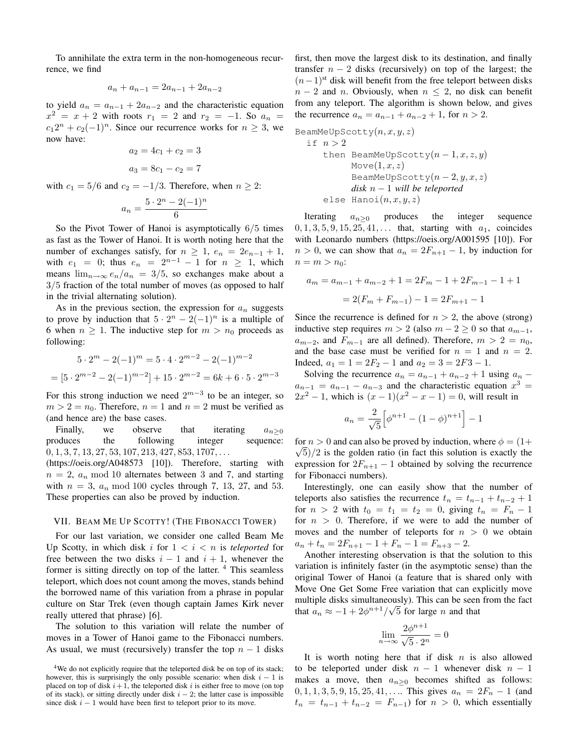To annihilate the extra term in the non-homogeneous recurrence, we find

$$a_n + a_{n-1} = 2a_{n-1} + 2a_{n-2}$$

to yield $a_n = a_{n-1} + 2a_{n-2}$ and the characteristic equation $x^2 = x + 2$ with roots $r_1 = 2$ and $r_2 = -1$. So $a_n = c_1 2^n + c_2(-1)^n$. Since our recurrence works for $n \geq 3$, we now have:

$$a_2 = 4c_1 + c_2 = 3$$

$$a_3 = 8c_1 - c_2 = 7$$

with $c_1 = 5/6$ and $c_2 = -1/3$. Therefore, when $n \geq 2$:

$$a_n = \frac{5 \cdot 2^n - 2(-1)^n}{6}$$

So the Pivot Tower of Hanoi is asymptotically $6/5$ times as fast as the Tower of Hanoi. It is worth noting here that the number of exchanges satisfy, for $n \geq 1$, $e_n = 2e_{n-1} + 1$, with $e_1 = 0$; thus $e_n = 2^{n-1} - 1$ for $n \geq 1$, which means $\lim_{n\to\infty} e_n/a_n = 3/5$, so exchanges make about a $3/5$ fraction of the total number of moves (as opposed to half in the trivial alternating solution).

As in the previous section, the expression for $a_n$ suggests to prove by induction that $5 \cdot 2^n - 2(-1)^n$ is a multiple of 6 when $n \geq 1$. The inductive step for $m > n_0$ proceeds as following:

$$5 \cdot 2^m - 2(-1)^m = 5 \cdot 4 \cdot 2^{m-2} - 2(-1)^{m-2}$$

$$= [5 \cdot 2^{m-2} - 2(-1)^{m-2}] + 15 \cdot 2^{m-2} = 6k + 6 \cdot 5 \cdot 2^{m-3}$$

For this strong induction we need $2^{m-3}$ to be an integer, so $m > 2 = n_0$. Therefore, $n = 1$ and $n = 2$ must be verified as (and hence are) the base cases.

Finally, we observe that iterating $a_{n \geq 0}$ produces the following integer sequence: $0, 1, 3, 7, 13, 27, 53, 107, 213, 427, 853, 1707, \ldots$ (https://oeis.org/A048573 [10]). Therefore, starting with $n = 2$, $a_n \bmod 10$ alternates between 3 and 7, and starting with $n = 3$, $a_n \bmod 100$ cycles through 7, 13, 27, and 53. These properties can also be proved by induction.

## VII. Beam Me Up Scotty! (The Fibonacci Tower)

For our last variation, we consider one called Beam Me Up Scotty, in which disk $i$ for $1 < i < n$ is *teleported* for free between the two disks $i - 1$ and $i + 1$, whenever the former is sitting directly on top of the latter. [4] This seamless teleport, which does not count among the moves, stands behind the borrowed name of this variation from a phrase in popular culture on Star Trek (even though captain James Kirk never really uttered that phrase) [6].

The solution to this variation will relate the number of moves in a Tower of Hanoi game to the Fibonacci numbers. As usual, we must (recursively) transfer the top $n - 1$ disks first, then move the largest disk to its destination, and finally transfer $n - 2$ disks (recursively) on top of the largest; the $(n-1)^{\text{st}}$ disk will benefit from the free teleport between disks $n - 2$ and $n$. Obviously, when $n \leq 2$, no disk can benefit from any teleport. The algorithm is shown below, and gives the recurrence $a_n = a_{n-1} + a_{n-2} + 1$, for $n > 2$.

```
BeamMeUpScotty(n, x, y, z)
  if n > 2
     then BeamMeUpScotty(n − 1, x, z, y)
          Move(1, x, z)
          BeamMeUpScotty(n − 2, y, x, z)
          disk n − 1 will be teleported
     else Hanoi(n, x, y, z)
```

Iterating $a_{n \geq 0}$ produces the integer sequence $0, 1, 3, 5, 9, 15, 25, 41, \ldots$ that, starting with $a_1$, coincides with Leonardo numbers (https://oeis.org/A001595 [10]). For $n > 0$, we can show that $a_n = 2F_{n+1} - 1$, by induction for $n = m > n_0$:

$$a_m = a_{m-1} + a_{m-2} + 1 = 2F_m - 1 + 2F_{m-1} - 1 + 1$$

$$= 2(F_m + F_{m-1}) - 1 = 2F_{m+1} - 1$$

Since the recurrence is defined for $n > 2$, the above (strong) inductive step requires $m > 2$ (also $m - 2 \geq 0$ so that $a_{m-1}$, $a_{m-2}$, and $F_{m-1}$ are all defined). Therefore, $m > 2 = n_0$, and the base case must be verified for $n = 1$ and $n = 2$. Indeed, $a_1 = 1 = 2F_2 - 1$ and $a_2 = 3 = 2F3 - 1$.

Solving the recurrence $a_n = a_{n-1} + a_{n-2} + 1$ using $a_n - a_{n-1} = a_{n-1} - a_{n-3}$ and the characteristic equation $x^3 = 2x^2 - 1$, which is $(x - 1)(x^2 - x - 1) = 0$, will result in

$$a_n = \frac{2}{\sqrt{5}}\Big[\phi^{n+1} - (1 - \phi)^{n+1}\Big] - 1$$

for $n > 0$ and can also be proved by induction, where $\phi = (1 + \sqrt{5})/2$ is the golden ratio (in fact this solution is exactly the expression for $2F_{n+1} - 1$ obtained by solving the recurrence for Fibonacci numbers).

Interestingly, one can easily show that the number of teleports also satisfies the recurrence $t_n = t_{n-1} + t_{n-2} + 1$ for $n > 2$ with $t_0 = t_1 = t_2 = 0$, giving $t_n = F_n - 1$ for $n > 0$. Therefore, if we were to add the number of moves and the number of teleports for $n > 0$ we obtain $a_n + t_n = 2F_{n+1} - 1 + F_n - 1 = F_{n+3} - 2$.

Another interesting observation is that the solution to this variation is infinitely faster (in the asymptotic sense) than the original Tower of Hanoi (a feature that is shared only with Move One Get Some Free variation that can explicitly move multiple disks simultaneously). This can be seen from the fact that $a_n \approx -1 + 2\phi^{n+1}/\sqrt{5}$ for large $n$ and that

$$\lim_{n\to\infty} \frac{2\phi^{n+1}}{\sqrt{5} \cdot 2^n} = 0$$

It is worth noting here that if disk $n$ is also allowed to be teleported under disk $n - 1$ whenever disk $n - 1$ makes a move, then $a_{n \geq 0}$ becomes shifted as follows: $0, 1, 1, 3, 5, 9, 15, 25, 41, \ldots$. This gives $a_n = 2F_n - 1$ (and $t_n = t_{n-1} + t_{n-2} = F_{n-1}$) for $n > 0$, which essentially

[4] We do not explicitly require that the teleported disk be on top of its stack; however, this is surprisingly the only possible scenario: when disk $i - 1$ is placed on top of disk $i + 1$, the teleported disk $i$ is either free to move (on top of its stack), or sitting directly under disk $i - 2$; the latter case is impossible since disk $i - 1$ would have been first to teleport prior to its move.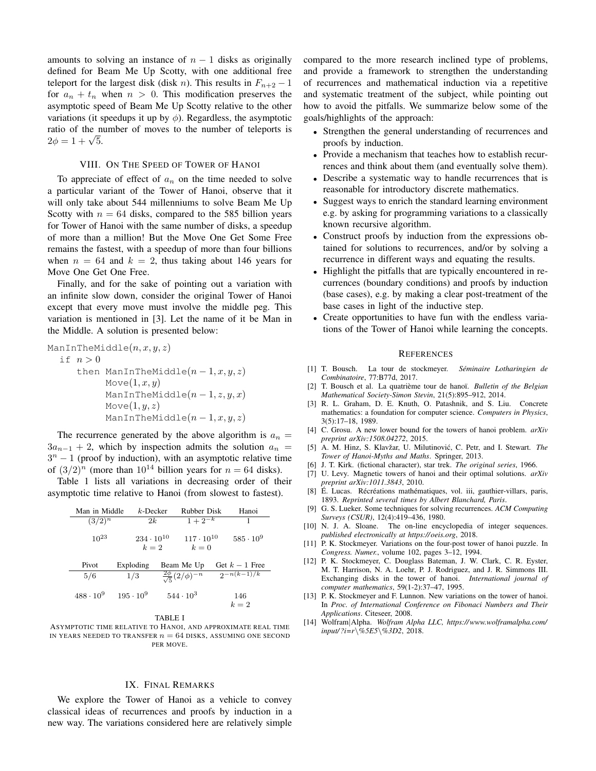amounts to solving an instance of $n-1$ disks as originally defined for Beam Me Up Scotty, with one additional free teleport for the largest disk (disk $n$). This results in $F_{n+2}-1$ for $a_n + t_n$ when $n > 0$. This modification preserves the asymptotic speed of Beam Me Up Scotty relative to the other variations (it speedups it up by $\phi$). Regardless, the asymptotic ratio of the number of moves to the number of teleports is $2\phi = 1 + \sqrt{5}$.

## VIII. On The Speed of Tower of Hanoi

To appreciate of effect of $a_n$ on the time needed to solve a particular variant of the Tower of Hanoi, observe that it will only take about 544 millenniums to solve Beam Me Up Scotty with $n = 64$ disks, compared to the 585 billion years for Tower of Hanoi with the same number of disks, a speedup of more than a million! But the Move One Get Some Free remains the fastest, with a speedup of more than four billions when $n = 64$ and $k = 2$, thus taking about 146 years for Move One Get One Free.

Finally, and for the sake of pointing out a variation with an infinite slow down, consider the original Tower of Hanoi except that every move must involve the middle peg. This variation is mentioned in [3]. Let the name of it be Man in the Middle. A solution is presented below:

```
ManInTheMiddle(n, x, y, z)
  if n > 0
    then ManInTheMiddle(n − 1, x, y, z)
         Move(1, x, y)
         ManInTheMiddle(n − 1, z, y, x)
         Move(1, y, z)
         ManInTheMiddle(n − 1, x, y, z)
```

The recurrence generated by the above algorithm is $a_n = 3a_{n-1} + 2$, which by inspection admits the solution $a_n = 3^n - 1$ (proof by induction), with an asymptotic relative time of $(3/2)^n$ (more than $10^{14}$ billion years for $n = 64$ disks).

Table 1 lists all variations in decreasing order of their asymptotic time relative to Hanoi (from slowest to fastest).

| Man in Middle | $k$-Decker | Rubber Disk | Hanoi |
|---|---|---|---|
| $(3/2)^n$ | $2k$ | $1 + 2^{-k}$ | 1 |
| $10^{23}$ | $234 \cdot 10^{10}$ $k = 2$ | $117 \cdot 10^{10}$ $k = 0$ | $585 \cdot 10^{9}$ |

| Pivot | Exploding | Beam Me Up | Get $k-1$ Free |
|---|---|---|---|
| $5/6$ | $1/3$ | $\frac{2\phi}{\sqrt{5}}(2/\phi)^{-n}$ | $2^{-n(k-1)/k}$ |
| $488 \cdot 10^{9}$ | $195 \cdot 10^{9}$ | $544 \cdot 10^{3}$ | 146 $k = 2$ |

TABLE I
Asymptotic time relative to Hanoi, and approximate real time in years needed to transfer $n = 64$ disks, assuming one second per move.

## IX. Final Remarks

We explore the Tower of Hanoi as a vehicle to convey classical ideas of recurrences and proofs by induction in a new way. The variations considered here are relatively simple compared to the more research inclined type of problems, and provide a framework to strengthen the understanding of recurrences and mathematical induction via a repetitive and systematic treatment of the subject, while pointing out how to avoid the pitfalls. We summarize below some of the goals/highlights of the approach:

- Strengthen the general understanding of recurrences and proofs by induction.
- Provide a mechanism that teaches how to establish recurrences and think about them (and eventually solve them).
- Describe a systematic way to handle recurrences that is reasonable for introductory discrete mathematics.
- Suggest ways to enrich the standard learning environment e.g. by asking for programming variations to a classically known recursive algorithm.
- Construct proofs by induction from the expressions obtained for solutions to recurrences, and/or by solving a recurrence in different ways and equating the results.
- Highlight the pitfalls that are typically encountered in recurrences (boundary conditions) and proofs by induction (base cases), e.g. by making a clear post-treatment of the base cases in light of the inductive step.
- Create opportunities to have fun with the endless variations of the Tower of Hanoi while learning the concepts.

## References

[1] T. Bousch. La tour de stockmeyer. *Séminaire Lotharingien de Combinatoire*, 77:B77d, 2017.

[2] T. Bousch et al. La quatrième tour de hanoï. *Bulletin of the Belgian Mathematical Society-Simon Stevin*, 21(5):895–912, 2014.

[3] R. L. Graham, D. E. Knuth, O. Patashnik, and S. Liu. Concrete mathematics: a foundation for computer science. *Computers in Physics*, 3(5):17–18, 1989.

[4] C. Grosu. A new lower bound for the towers of hanoi problem. *arXiv preprint arXiv:1508.04272*, 2015.

[5] A. M. Hinz, S. Klavžar, U. Milutinović, C. Petr, and I. Stewart. *The Tower of Hanoi-Myths and Maths*. Springer, 2013.

[6] J. T. Kirk. (fictional character), star trek. *The original series*, 1966.

[7] U. Levy. Magnetic towers of hanoi and their optimal solutions. *arXiv preprint arXiv:1011.3843*, 2010.

[8] É. Lucas. Récréations mathématiques, vol. iii, gauthier-villars, paris, 1893. *Reprinted several times by Albert Blanchard, Paris*.

[9] G. S. Lueker. Some techniques for solving recurrences. *ACM Computing Surveys (CSUR)*, 12(4):419–436, 1980.

[10] N. J. A. Sloane. The on-line encyclopedia of integer sequences. *published electronically at https://oeis.org*, 2018.

[11] P. K. Stockmeyer. Variations on the four-post tower of hanoi puzzle. In *Congress. Numer.*, volume 102, pages 3–12, 1994.

[12] P. K. Stockmeyer, C. Douglass Bateman, J. W. Clark, C. R. Eyster, M. T. Harrison, N. A. Loehr, P. J. Rodriguez, and J. R. Simmons III. Exchanging disks in the tower of hanoi. *International journal of computer mathematics*, 59(1-2):37–47, 1995.

[13] P. K. Stockmeyer and F. Lunnon. New variations on the tower of hanoi. In *Proc. of International Conference on Fibonaci Numbers and Their Applications*. Citeseer, 2008.

[14] Wolfram|Alpha. *Wolfram Alpha LLC, https://www.wolframalpha.com/input/?i=r\%5E5\%3D2*, 2018.